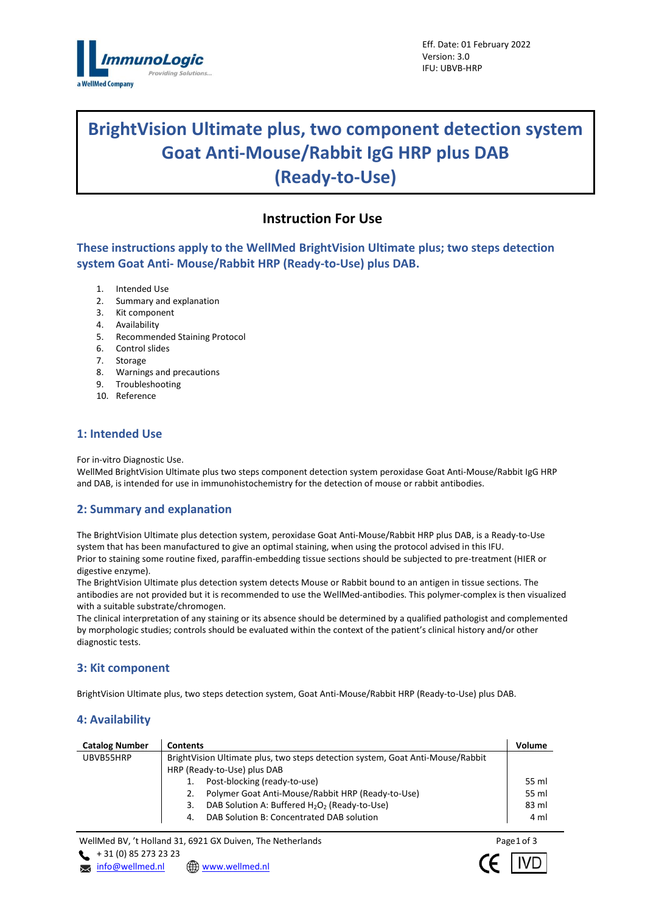Eff. Date: 01 February 2022
Version: 3.0
IFU: UBVB-HRP

# BrightVision Ultimate plus, two component detection system Goat Anti-Mouse/Rabbit IgG HRP plus DAB (Ready-to-Use)

## Instruction For Use

**These instructions apply to the WellMed BrightVision Ultimate plus; two steps detection system Goat Anti- Mouse/Rabbit HRP (Ready-to-Use) plus DAB.**

1. Intended Use
2. Summary and explanation
3. Kit component
4. Availability
5. Recommended Staining Protocol
6. Control slides
7. Storage
8. Warnings and precautions
9. Troubleshooting
10. Reference

## 1: Intended Use

For in-vitro Diagnostic Use.
WellMed BrightVision Ultimate plus two steps component detection system peroxidase Goat Anti-Mouse/Rabbit IgG HRP and DAB, is intended for use in immunohistochemistry for the detection of mouse or rabbit antibodies.

## 2: Summary and explanation

The BrightVision Ultimate plus detection system, peroxidase Goat Anti-Mouse/Rabbit HRP plus DAB, is a Ready-to-Use system that has been manufactured to give an optimal staining, when using the protocol advised in this IFU.
Prior to staining some routine fixed, paraffin-embedding tissue sections should be subjected to pre-treatment (HIER or digestive enzyme).
The BrightVision Ultimate plus detection system detects Mouse or Rabbit bound to an antigen in tissue sections. The antibodies are not provided but it is recommended to use the WellMed-antibodies. This polymer-complex is then visualized with a suitable substrate/chromogen.
The clinical interpretation of any staining or its absence should be determined by a qualified pathologist and complemented by morphologic studies; controls should be evaluated within the context of the patient's clinical history and/or other diagnostic tests.

## 3: Kit component

BrightVision Ultimate plus, two steps detection system, Goat Anti-Mouse/Rabbit HRP (Ready-to-Use) plus DAB.

## 4: Availability

| Catalog Number | Contents | Volume |
|---|---|---|
| UBVB55HRP | BrightVision Ultimate plus, two steps detection system, Goat Anti-Mouse/Rabbit HRP (Ready-to-Use) plus DAB | |
| | 1. Post-blocking (ready-to-use) | 55 ml |
| | 2. Polymer Goat Anti-Mouse/Rabbit HRP (Ready-to-Use) | 55 ml |
| | 3. DAB Solution A: Buffered $H_2O_2$ (Ready-to-Use) | 83 ml |
| | 4. DAB Solution B: Concentrated DAB solution | 4 ml |

WellMed BV, 't Holland 31, 6921 GX Duiven, The Netherlands
+ 31 (0) 85 273 23 23
info@wellmed.nl www.wellmed.nl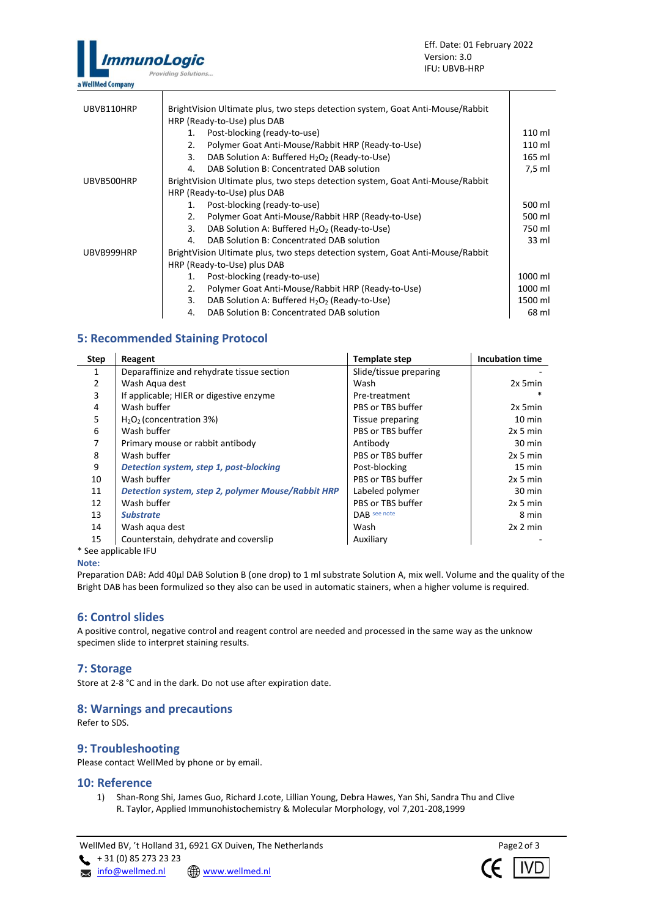| | | |
|---|---|---|
| UBVB110HRP | BrightVision Ultimate plus, two steps detection system, Goat Anti-Mouse/Rabbit HRP (Ready-to-Use) plus DAB | |
| | 1. Post-blocking (ready-to-use) | 110 ml |
| | 2. Polymer Goat Anti-Mouse/Rabbit HRP (Ready-to-Use) | 110 ml |
| | 3. DAB Solution A: Buffered $H_2O_2$ (Ready-to-Use) | 165 ml |
| | 4. DAB Solution B: Concentrated DAB solution | 7,5 ml |
| UBVB500HRP | BrightVision Ultimate plus, two steps detection system, Goat Anti-Mouse/Rabbit HRP (Ready-to-Use) plus DAB | |
| | 1. Post-blocking (ready-to-use) | 500 ml |
| | 2. Polymer Goat Anti-Mouse/Rabbit HRP (Ready-to-Use) | 500 ml |
| | 3. DAB Solution A: Buffered $H_2O_2$ (Ready-to-Use) | 750 ml |
| | 4. DAB Solution B: Concentrated DAB solution | 33 ml |
| UBVB999HRP | BrightVision Ultimate plus, two steps detection system, Goat Anti-Mouse/Rabbit HRP (Ready-to-Use) plus DAB | |
| | 1. Post-blocking (ready-to-use) | 1000 ml |
| | 2. Polymer Goat Anti-Mouse/Rabbit HRP (Ready-to-Use) | 1000 ml |
| | 3. DAB Solution A: Buffered $H_2O_2$ (Ready-to-Use) | 1500 ml |
| | 4. DAB Solution B: Concentrated DAB solution | 68 ml |

## 5: Recommended Staining Protocol

| Step | Reagent | Template step | Incubation time |
|---|---|---|---|
| 1 | Deparaffinize and rehydrate tissue section | Slide/tissue preparing | - |
| 2 | Wash Aqua dest | Wash | 2x 5min |
| 3 | If applicable; HIER or digestive enzyme | Pre-treatment | * |
| 4 | Wash buffer | PBS or TBS buffer | 2x 5min |
| 5 | $H_2O_2$ (concentration 3%) | Tissue preparing | 10 min |
| 6 | Wash buffer | PBS or TBS buffer | 2x 5 min |
| 7 | Primary mouse or rabbit antibody | Antibody | 30 min |
| 8 | Wash buffer | PBS or TBS buffer | 2x 5 min |
| 9 | ***Detection system, step 1, post-blocking*** | Post-blocking | 15 min |
| 10 | Wash buffer | PBS or TBS buffer | 2x 5 min |
| 11 | ***Detection system, step 2, polymer Mouse/Rabbit HRP*** | Labeled polymer | 30 min |
| 12 | Wash buffer | PBS or TBS buffer | 2x 5 min |
| 13 | ***Substrate*** | DAB see note | 8 min |
| 14 | Wash aqua dest | Wash | 2x 2 min |
| 15 | Counterstain, dehydrate and coverslip | Auxiliary | - |

\* See applicable IFU

**Note:**

Preparation DAB: Add 40µl DAB Solution B (one drop) to 1 ml substrate Solution A, mix well. Volume and the quality of the Bright DAB has been formulized so they also can be used in automatic stainers, when a higher volume is required.

## 6: Control slides

A positive control, negative control and reagent control are needed and processed in the same way as the unknow specimen slide to interpret staining results.

## 7: Storage

Store at 2-8 °C and in the dark. Do not use after expiration date.

## 8: Warnings and precautions

Refer to SDS.

## 9: Troubleshooting

Please contact WellMed by phone or by email.

## 10: Reference

1) Shan-Rong Shi, James Guo, Richard J.cote, Lillian Young, Debra Hawes, Yan Shi, Sandra Thu and Clive R. Taylor, Applied Immunohistochemistry & Molecular Morphology, vol 7,201-208,1999